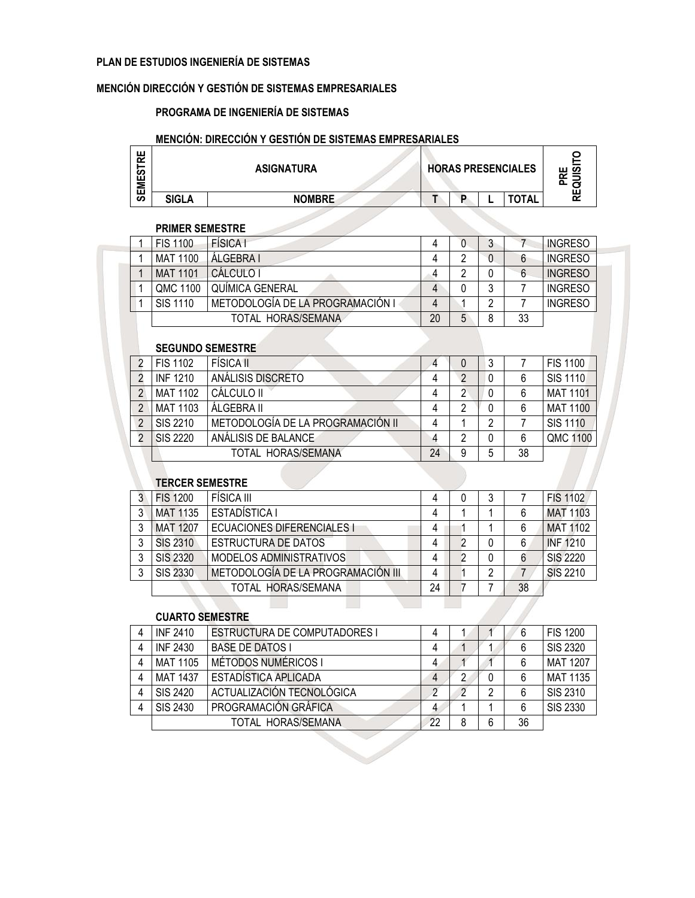**PLAN DE ESTUDIOS INGENIERÍA DE SISTEMAS**

**MENCIÓN DIRECCIÓN Y GESTIÓN DE SISTEMAS EMPRESARIALES**

**PROGRAMA DE INGENIERÍA DE SISTEMAS**

**MENCIÓN: DIRECCIÓN Y GESTIÓN DE SISTEMAS EMPRESARIALES**

| SEMESTRE | ASIGNATURA | | HORAS PRESENCIALES | | | | PRE REQUISITO |
|---|---|---|---|---|---|---|---|
| | SIGLA | NOMBRE | T | P | L | TOTAL | |
| **PRIMER SEMESTRE** | | | | | | | |
| 1 | FIS 1100 | FÍSICA I | 4 | 0 | 3 | 7 | INGRESO |
| 1 | MAT 1100 | ÁLGEBRA I | 4 | 2 | 0 | 6 | INGRESO |
| 1 | MAT 1101 | CÁLCULO I | 4 | 2 | 0 | 6 | INGRESO |
| 1 | QMC 1100 | QUÍMICA GENERAL | 4 | 0 | 3 | 7 | INGRESO |
| 1 | SIS 1110 | METODOLOGÍA DE LA PROGRAMACIÓN I | 4 | 1 | 2 | 7 | INGRESO |
| | TOTAL HORAS/SEMANA | | 20 | 5 | 8 | 33 | |
| **SEGUNDO SEMESTRE** | | | | | | | |
| 2 | FIS 1102 | FÍSICA II | 4 | 0 | 3 | 7 | FIS 1100 |
| 2 | INF 1210 | ANÁLISIS DISCRETO | 4 | 2 | 0 | 6 | SIS 1110 |
| 2 | MAT 1102 | CÁLCULO II | 4 | 2 | 0 | 6 | MAT 1101 |
| 2 | MAT 1103 | ÁLGEBRA II | 4 | 2 | 0 | 6 | MAT 1100 |
| 2 | SIS 2210 | METODOLOGÍA DE LA PROGRAMACIÓN II | 4 | 1 | 2 | 7 | SIS 1110 |
| 2 | SIS 2220 | ANÁLISIS DE BALANCE | 4 | 2 | 0 | 6 | QMC 1100 |
| | TOTAL HORAS/SEMANA | | 24 | 9 | 5 | 38 | |
| **TERCER SEMESTRE** | | | | | | | |
| 3 | FIS 1200 | FÍSICA III | 4 | 0 | 3 | 7 | FIS 1102 |
| 3 | MAT 1135 | ESTADÍSTICA I | 4 | 1 | 1 | 6 | MAT 1103 |
| 3 | MAT 1207 | ECUACIONES DIFERENCIALES I | 4 | 1 | 1 | 6 | MAT 1102 |
| 3 | SIS 2310 | ESTRUCTURA DE DATOS | 4 | 2 | 0 | 6 | INF 1210 |
| 3 | SIS 2320 | MODELOS ADMINISTRATIVOS | 4 | 2 | 0 | 6 | SIS 2220 |
| 3 | SIS 2330 | METODOLOGÍA DE LA PROGRAMACIÓN III | 4 | 1 | 2 | 7 | SIS 2210 |
| | TOTAL HORAS/SEMANA | | 24 | 7 | 7 | 38 | |
| **CUARTO SEMESTRE** | | | | | | | |
| 4 | INF 2410 | ESTRUCTURA DE COMPUTADORES I | 4 | 1 | 1 | 6 | FIS 1200 |
| 4 | INF 2430 | BASE DE DATOS I | 4 | 1 | 1 | 6 | SIS 2320 |
| 4 | MAT 1105 | MÉTODOS NUMÉRICOS I | 4 | 1 | 1 | 6 | MAT 1207 |
| 4 | MAT 1437 | ESTADÍSTICA APLICADA | 4 | 2 | 0 | 6 | MAT 1135 |
| 4 | SIS 2420 | ACTUALIZACIÓN TECNOLÓGICA | 2 | 2 | 2 | 6 | SIS 2310 |
| 4 | SIS 2430 | PROGRAMACIÓN GRÁFICA | 4 | 1 | 1 | 6 | SIS 2330 |
| | TOTAL HORAS/SEMANA | | 22 | 8 | 6 | 36 | |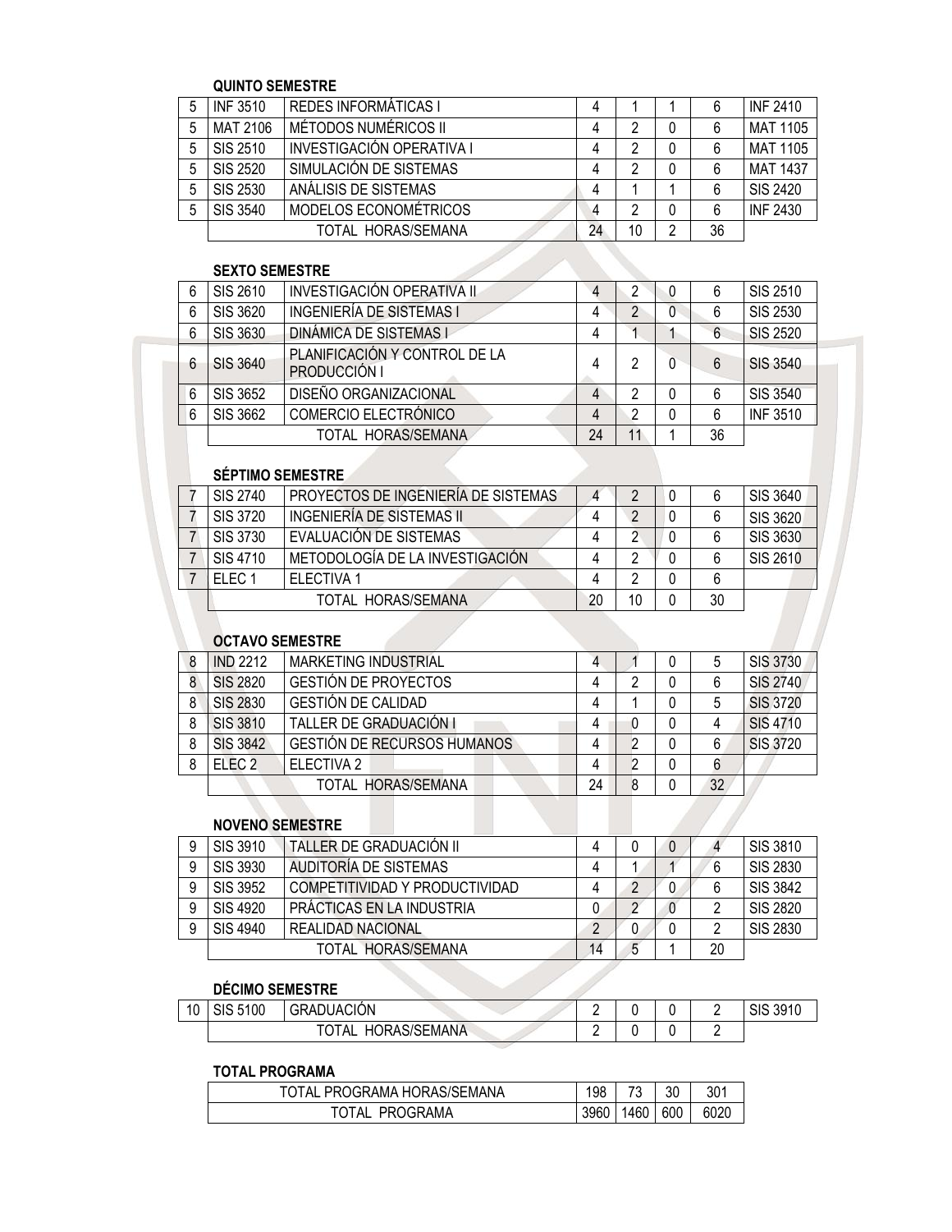**QUINTO SEMESTRE**

| | | | | | | | |
|---|---|---|---|---|---|---|---|
| 5 | INF 3510 | REDES INFORMÁTICAS I | 4 | 1 | 1 | 6 | INF 2410 |
| 5 | MAT 2106 | MÉTODOS NUMÉRICOS II | 4 | 2 | 0 | 6 | MAT 1105 |
| 5 | SIS 2510 | INVESTIGACIÓN OPERATIVA I | 4 | 2 | 0 | 6 | MAT 1105 |
| 5 | SIS 2520 | SIMULACIÓN DE SISTEMAS | 4 | 2 | 0 | 6 | MAT 1437 |
| 5 | SIS 2530 | ANÁLISIS DE SISTEMAS | 4 | 1 | 1 | 6 | SIS 2420 |
| 5 | SIS 3540 | MODELOS ECONOMÉTRICOS | 4 | 2 | 0 | 6 | INF 2430 |
| | TOTAL HORAS/SEMANA | | 24 | 10 | 2 | 36 | |

**SEXTO SEMESTRE**

| | | | | | | | |
|---|---|---|---|---|---|---|---|
| 6 | SIS 2610 | INVESTIGACIÓN OPERATIVA II | 4 | 2 | 0 | 6 | SIS 2510 |
| 6 | SIS 3620 | INGENIERÍA DE SISTEMAS I | 4 | 2 | 0 | 6 | SIS 2530 |
| 6 | SIS 3630 | DINÁMICA DE SISTEMAS I | 4 | 1 | 1 | 6 | SIS 2520 |
| 6 | SIS 3640 | PLANIFICACIÓN Y CONTROL DE LA PRODUCCIÓN I | 4 | 2 | 0 | 6 | SIS 3540 |
| 6 | SIS 3652 | DISEÑO ORGANIZACIONAL | 4 | 2 | 0 | 6 | SIS 3540 |
| 6 | SIS 3662 | COMERCIO ELECTRÓNICO | 4 | 2 | 0 | 6 | INF 3510 |
| | TOTAL HORAS/SEMANA | | 24 | 11 | 1 | 36 | |

**SÉPTIMO SEMESTRE**

| | | | | | | | |
|---|---|---|---|---|---|---|---|
| 7 | SIS 2740 | PROYECTOS DE INGENIERÍA DE SISTEMAS | 4 | 2 | 0 | 6 | SIS 3640 |
| 7 | SIS 3720 | INGENIERÍA DE SISTEMAS II | 4 | 2 | 0 | 6 | SIS 3620 |
| 7 | SIS 3730 | EVALUACIÓN DE SISTEMAS | 4 | 2 | 0 | 6 | SIS 3630 |
| 7 | SIS 4710 | METODOLOGÍA DE LA INVESTIGACIÓN | 4 | 2 | 0 | 6 | SIS 2610 |
| 7 | ELEC 1 | ELECTIVA 1 | 4 | 2 | 0 | 6 | |
| | TOTAL HORAS/SEMANA | | 20 | 10 | 0 | 30 | |

**OCTAVO SEMESTRE**

| | | | | | | | |
|---|---|---|---|---|---|---|---|
| 8 | IND 2212 | MARKETING INDUSTRIAL | 4 | 1 | 0 | 5 | SIS 3730 |
| 8 | SIS 2820 | GESTIÓN DE PROYECTOS | 4 | 2 | 0 | 6 | SIS 2740 |
| 8 | SIS 2830 | GESTIÓN DE CALIDAD | 4 | 1 | 0 | 5 | SIS 3720 |
| 8 | SIS 3810 | TALLER DE GRADUACIÓN I | 4 | 0 | 0 | 4 | SIS 4710 |
| 8 | SIS 3842 | GESTIÓN DE RECURSOS HUMANOS | 4 | 2 | 0 | 6 | SIS 3720 |
| 8 | ELEC 2 | ELECTIVA 2 | 4 | 2 | 0 | 6 | |
| | TOTAL HORAS/SEMANA | | 24 | 8 | 0 | 32 | |

**NOVENO SEMESTRE**

| | | | | | | | |
|---|---|---|---|---|---|---|---|
| 9 | SIS 3910 | TALLER DE GRADUACIÓN II | 4 | 0 | 0 | 4 | SIS 3810 |
| 9 | SIS 3930 | AUDITORÍA DE SISTEMAS | 4 | 1 | 1 | 6 | SIS 2830 |
| 9 | SIS 3952 | COMPETITIVIDAD Y PRODUCTIVIDAD | 4 | 2 | 0 | 6 | SIS 3842 |
| 9 | SIS 4920 | PRÁCTICAS EN LA INDUSTRIA | 0 | 2 | 0 | 2 | SIS 2820 |
| 9 | SIS 4940 | REALIDAD NACIONAL | 2 | 0 | 0 | 2 | SIS 2830 |
| | TOTAL HORAS/SEMANA | | 14 | 5 | 1 | 20 | |

**DÉCIMO SEMESTRE**

| | | | | | | | |
|---|---|---|---|---|---|---|---|
| 10 | SIS 5100 | GRADUACIÓN | 2 | 0 | 0 | 2 | SIS 3910 |
| | TOTAL HORAS/SEMANA | | 2 | 0 | 0 | 2 | |

**TOTAL PROGRAMA**

| | | | | |
|---|---|---|---|---|
| TOTAL PROGRAMA HORAS/SEMANA | 198 | 73 | 30 | 301 |
| TOTAL PROGRAMA | 3960 | 1460 | 600 | 6020 |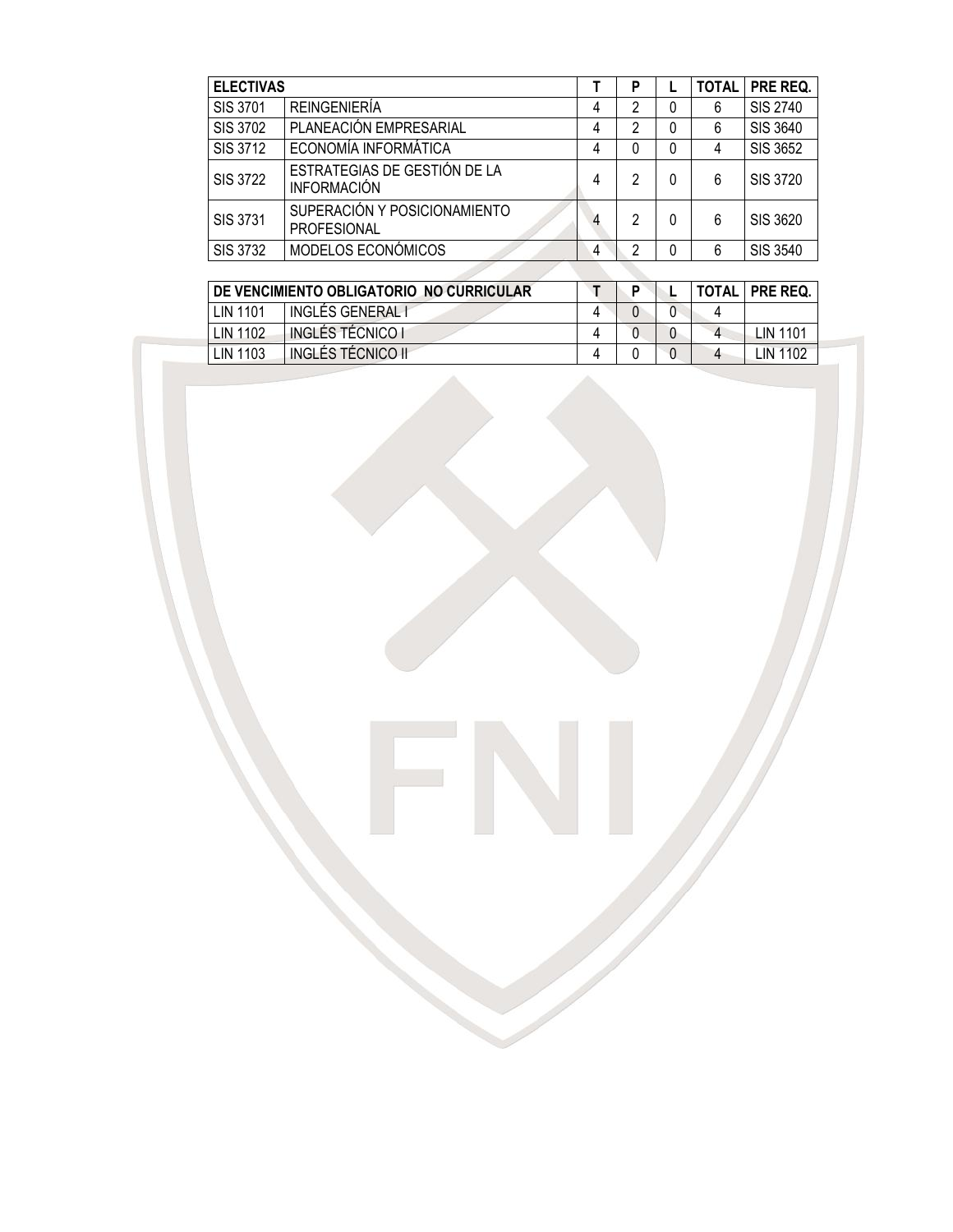| ELECTIVAS | | T | P | L | TOTAL | PRE REQ. |
|---|---|---|---|---|---|---|
| SIS 3701 | REINGENIERÍA | 4 | 2 | 0 | 6 | SIS 2740 |
| SIS 3702 | PLANEACIÓN EMPRESARIAL | 4 | 2 | 0 | 6 | SIS 3640 |
| SIS 3712 | ECONOMÍA INFORMÁTICA | 4 | 0 | 0 | 4 | SIS 3652 |
| SIS 3722 | ESTRATEGIAS DE GESTIÓN DE LA INFORMACIÓN | 4 | 2 | 0 | 6 | SIS 3720 |
| SIS 3731 | SUPERACIÓN Y POSICIONAMIENTO PROFESIONAL | 4 | 2 | 0 | 6 | SIS 3620 |
| SIS 3732 | MODELOS ECONÓMICOS | 4 | 2 | 0 | 6 | SIS 3540 |

| DE VENCIMIENTO OBLIGATORIO NO CURRICULAR | | T | P | L | TOTAL | PRE REQ. |
|---|---|---|---|---|---|---|
| LIN 1101 | INGLÉS GENERAL I | 4 | 0 | 0 | 4 | |
| LIN 1102 | INGLÉS TÉCNICO I | 4 | 0 | 0 | 4 | LIN 1101 |
| LIN 1103 | INGLÉS TÉCNICO II | 4 | 0 | 0 | 4 | LIN 1102 |